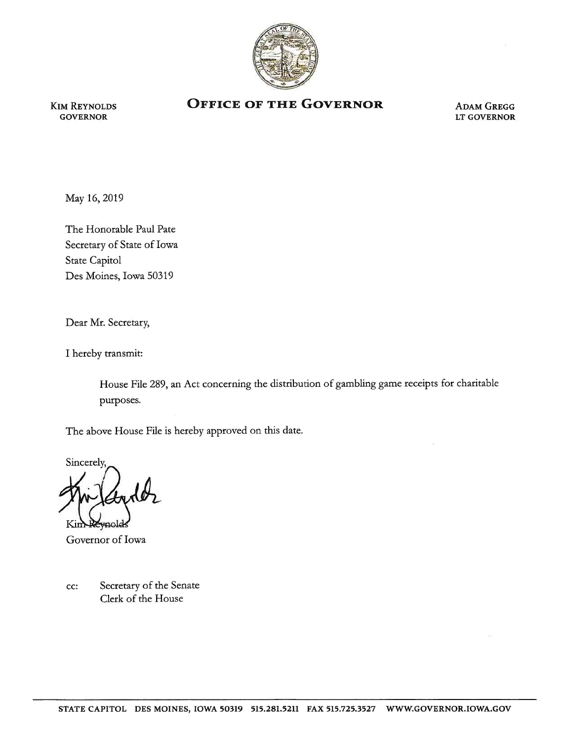KIM REYNOLDS
GOVERNOR

# OFFICE OF THE GOVERNOR

ADAM GREGG
LT GOVERNOR

May 16, 2019

The Honorable Paul Pate
Secretary of State of Iowa
State Capitol
Des Moines, Iowa 50319

Dear Mr. Secretary,

I hereby transmit:

> House File 289, an Act concerning the distribution of gambling game receipts for charitable purposes.

The above House File is hereby approved on this date.

Sincerely,

Kim Reynolds
Governor of Iowa

cc: Secretary of the Senate
Clerk of the House

STATE CAPITOL DES MOINES, IOWA 50319 515.281.5211 FAX 515.725.3527 WWW.GOVERNOR.IOWA.GOV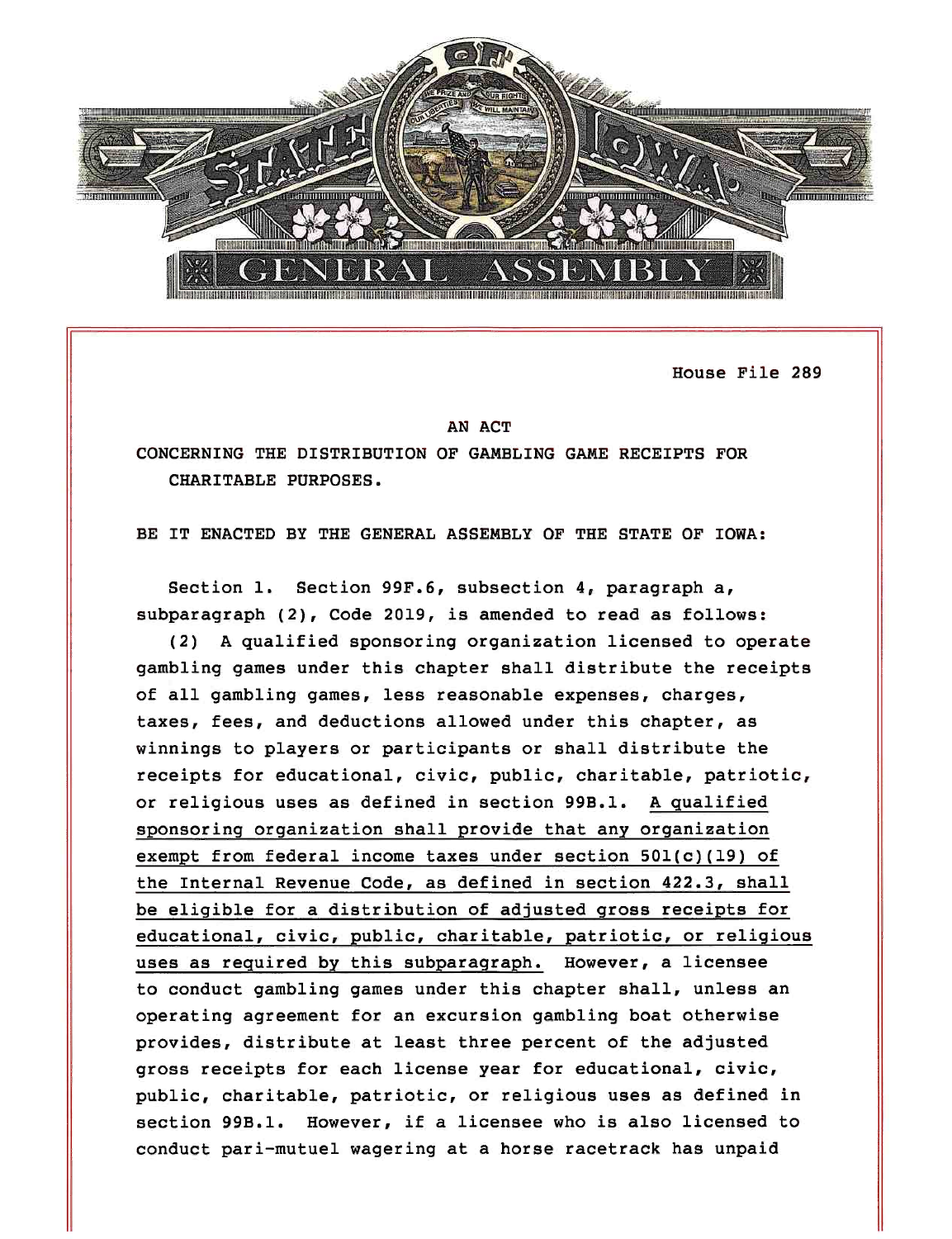House File 289

AN ACT

CONCERNING THE DISTRIBUTION OF GAMBLING GAME RECEIPTS FOR CHARITABLE PURPOSES.

BE IT ENACTED BY THE GENERAL ASSEMBLY OF THE STATE OF IOWA:

Section 1. Section 99F.6, subsection 4, paragraph a, subparagraph (2), Code 2019, is amended to read as follows:

(2) A qualified sponsoring organization licensed to operate gambling games under this chapter shall distribute the receipts of all gambling games, less reasonable expenses, charges, taxes, fees, and deductions allowed under this chapter, as winnings to players or participants or shall distribute the receipts for educational, civic, public, charitable, patriotic, or religious uses as defined in section 99B.1. <u>A qualified sponsoring organization shall provide that any organization exempt from federal income taxes under section 501(c)(19) of the Internal Revenue Code, as defined in section 422.3, shall be eligible for a distribution of adjusted gross receipts for educational, civic, public, charitable, patriotic, or religious uses as required by this subparagraph.</u> However, a licensee to conduct gambling games under this chapter shall, unless an operating agreement for an excursion gambling boat otherwise provides, distribute at least three percent of the adjusted gross receipts for each license year for educational, civic, public, charitable, patriotic, or religious uses as defined in section 99B.1. However, if a licensee who is also licensed to conduct pari-mutuel wagering at a horse racetrack has unpaid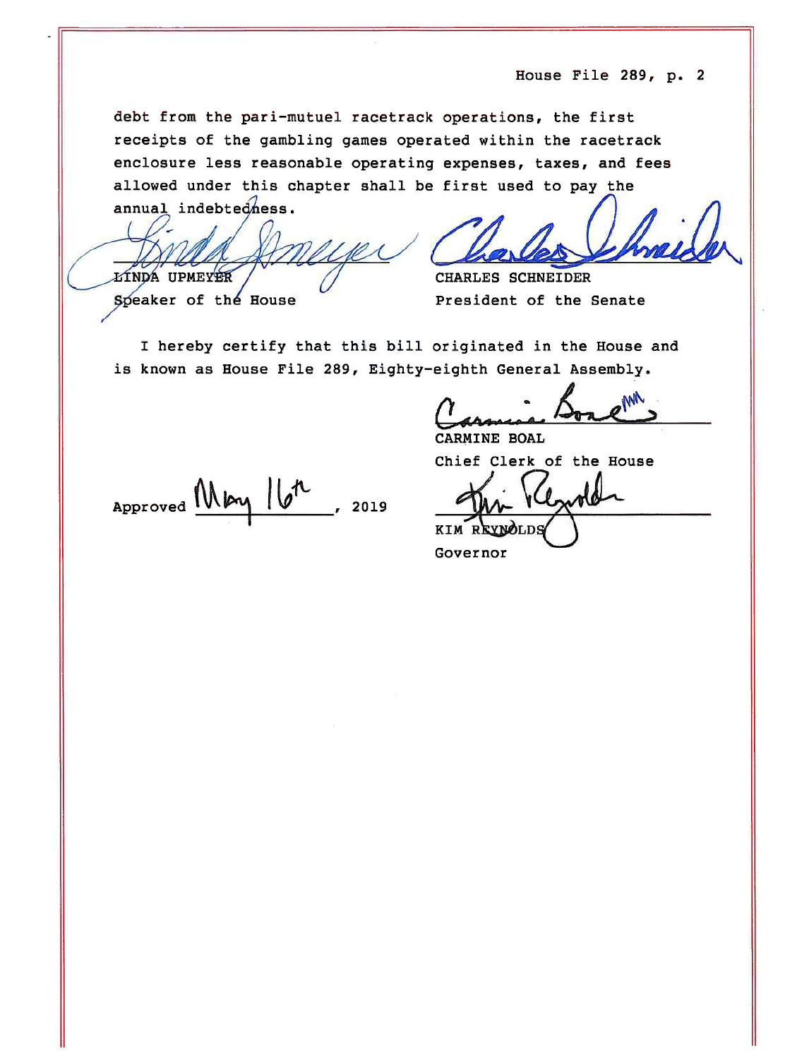debt from the pari-mutuel racetrack operations, the first receipts of the gambling games operated within the racetrack enclosure less reasonable operating expenses, taxes, and fees allowed under this chapter shall be first used to pay the annual indebtedness.

LINDA UPMEYER
Speaker of the House

CHARLES SCHNEIDER
President of the Senate

I hereby certify that this bill originated in the House and is known as House File 289, Eighty-eighth General Assembly.

CARMINE BOAL
Chief Clerk of the House

Approved May 16th, 2019

KIM REYNOLDS
Governor